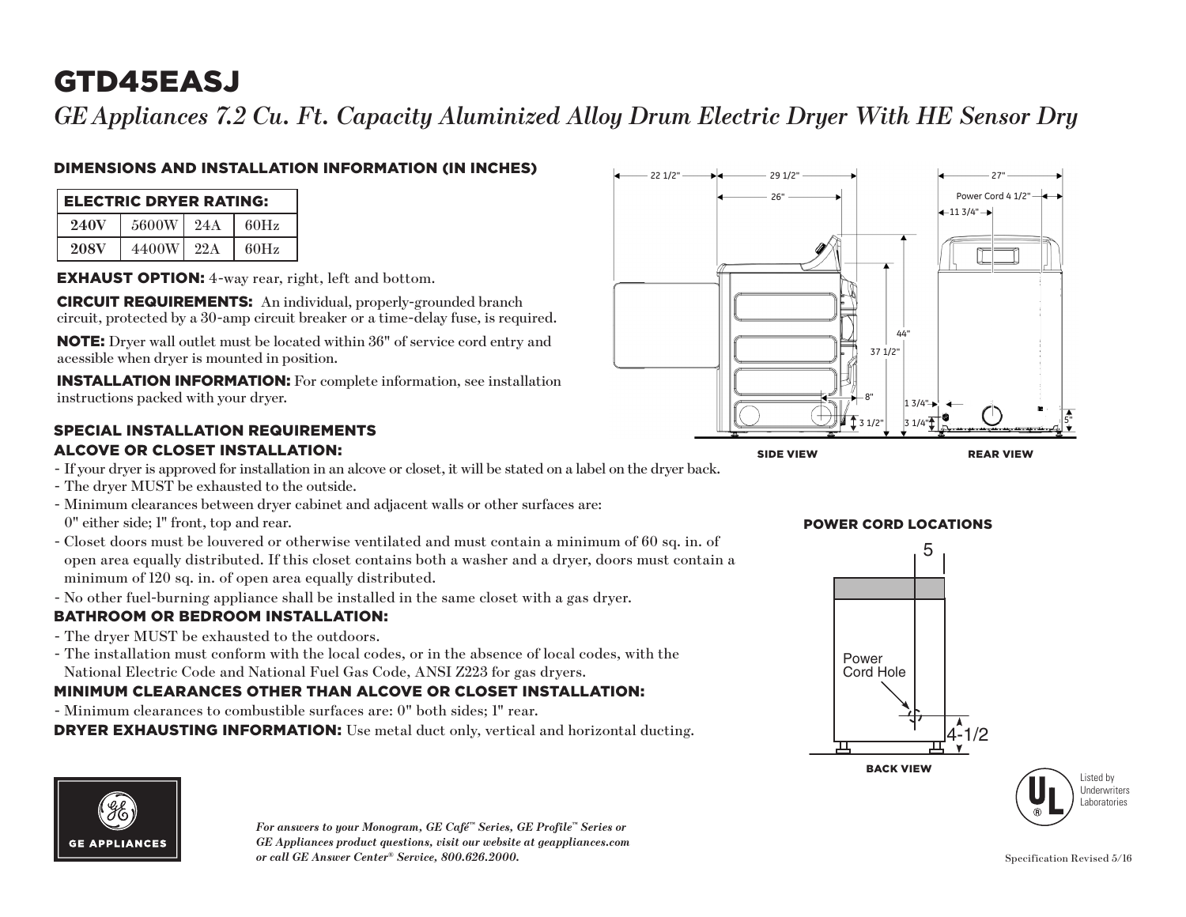# GTD45EASJ

*GE Appliances 7.2 Cu. Ft. Capacity Aluminized Alloy Drum Electric Dryer With HE Sensor Dry*

## DIMENSIONS AND INSTALLATION INFORMATION (IN INCHES)

| ELECTRIC DRYER RATING: | | | |
|---|---|---|---|
| **240V** | 5600W | 24A | 60Hz |
| **208V** | 4400W | 22A | 60Hz |

**EXHAUST OPTION:** 4-way rear, right, left and bottom.

**CIRCUIT REQUIREMENTS:** An individual, properly-grounded branch circuit, protected by a 30-amp circuit breaker or a time-delay fuse, is required.

**NOTE:** Dryer wall outlet must be located within 36" of service cord entry and acessible when dryer is mounted in position.

**INSTALLATION INFORMATION:** For complete information, see installation instructions packed with your dryer.

22 1/2" | 29 1/2" | 26" | 27" | Power Cord 4 1/2" | 11 3/4" | 44" | 37 1/2" | 8" | 3 1/2" | 1 3/4" | 3 1/4" | 5"

SIDE VIEW | REAR VIEW

## SPECIAL INSTALLATION REQUIREMENTS

### ALCOVE OR CLOSET INSTALLATION:

- If your dryer is approved for installation in an alcove or closet, it will be stated on a label on the dryer back.
- The dryer MUST be exhausted to the outside.
- Minimum clearances between dryer cabinet and adjacent walls or other surfaces are: 0" either side; 1" front, top and rear.
- Closet doors must be louvered or otherwise ventilated and must contain a minimum of 60 sq. in. of open area equally distributed. If this closet contains both a washer and a dryer, doors must contain a minimum of 120 sq. in. of open area equally distributed.
- No other fuel-burning appliance shall be installed in the same closet with a gas dryer.

### BATHROOM OR BEDROOM INSTALLATION:

- The dryer MUST be exhausted to the outdoors.
- The installation must conform with the local codes, or in the absence of local codes, with the National Electric Code and National Fuel Gas Code, ANSI Z223 for gas dryers.

### MINIMUM CLEARANCES OTHER THAN ALCOVE OR CLOSET INSTALLATION:

- Minimum clearances to combustible surfaces are: 0" both sides; 1" rear.

**DRYER EXHAUSTING INFORMATION:** Use metal duct only, vertical and horizontal ducting.

## POWER CORD LOCATIONS

5 | Power Cord Hole | 4-1/2

BACK VIEW

Listed by Underwriters Laboratories

GE APPLIANCES

*For answers to your Monogram, GE Café™ Series, GE Profile™ Series or GE Appliances product questions, visit our website at geappliances.com or call GE Answer Center® Service, 800.626.2000.*

Specification Revised 5/16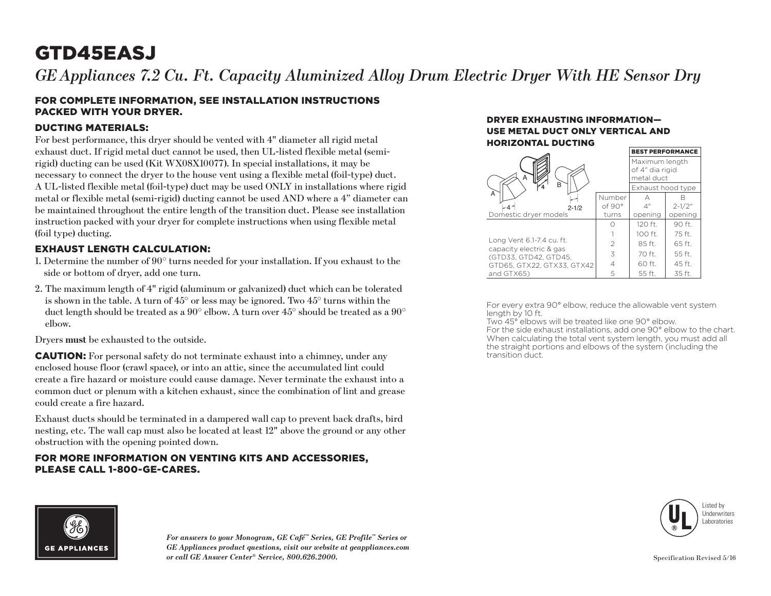# GTD45EASJ

*GE Appliances 7.2 Cu. Ft. Capacity Aluminized Alloy Drum Electric Dryer With HE Sensor Dry*

## FOR COMPLETE INFORMATION, SEE INSTALLATION INSTRUCTIONS PACKED WITH YOUR DRYER.

### DUCTING MATERIALS:

For best performance, this dryer should be vented with 4" diameter all rigid metal exhaust duct. If rigid metal duct cannot be used, then UL-listed flexible metal (semi-rigid) ducting can be used (Kit WX08X10077). In special installations, it may be necessary to connect the dryer to the house vent using a flexible metal (foil-type) duct. A UL-listed flexible metal (foil-type) duct may be used ONLY in installations where rigid metal or flexible metal (semi-rigid) ducting cannot be used AND where a 4" diameter can be maintained throughout the entire length of the transition duct. Please see installation instruction packed with your dryer for complete instructions when using flexible metal (foil type) ducting.

### EXHAUST LENGTH CALCULATION:

1. Determine the number of 90° turns needed for your installation. If you exhaust to the side or bottom of dryer, add one turn.
2. The maximum length of 4" rigid (aluminum or galvanized) duct which can be tolerated is shown in the table. A turn of 45° or less may be ignored. Two 45° turns within the duct length should be treated as a 90° elbow. A turn over 45° should be treated as a 90° elbow.

Dryers **must** be exhausted to the outside.

**CAUTION:** For personal safety do not terminate exhaust into a chimney, under any enclosed house floor (crawl space), or into an attic, since the accumulated lint could create a fire hazard or moisture could cause damage. Never terminate the exhaust into a common duct or plenum with a kitchen exhaust, since the combination of lint and grease could create a fire hazard.

Exhaust ducts should be terminated in a dampered wall cap to prevent back drafts, bird nesting, etc. The wall cap must also be located at least 12" above the ground or any other obstruction with the opening pointed down.

## FOR MORE INFORMATION ON VENTING KITS AND ACCESSORIES, PLEASE CALL 1-800-GE-CARES.

## DRYER EXHAUSTING INFORMATION— USE METAL DUCT ONLY VERTICAL AND HORIZONTAL DUCTING

| | | **BEST PERFORMANCE** | |
|---|---|---|---|
| | | Maximum length of 4" dia rigid metal duct | |
| | | Exhaust hood type | |
| Domestic dryer models | Number of 90° turns | A 4" opening | B 2-1/2" opening |
| Long Vent 6.1-7.4 cu. ft. capacity electric & gas (GTD33, GTD42, GTD45, GTD65, GTX22, GTX33, GTX42 and GTX65) | 0 | 120 ft. | 90 ft. |
| | 1 | 100 ft. | 75 ft. |
| | 2 | 85 ft. | 65 ft. |
| | 3 | 70 ft. | 55 ft. |
| | 4 | 60 ft. | 45 ft. |
| | 5 | 55 ft. | 35 ft. |

For every extra 90° elbow, reduce the allowable vent system length by 10 ft.
Two 45° elbows will be treated like one 90° elbow.
For the side exhaust installations, add one 90° elbow to the chart.
When calculating the total vent system length, you must add all the straight portions and elbows of the system (including the transition duct.

*For answers to your Monogram, GE Café™ Series, GE Profile™ Series or GE Appliances product questions, visit our website at geappliances.com or call GE Answer Center® Service, 800.626.2000.*

Listed by Underwriters Laboratories

Specification Revised 5/16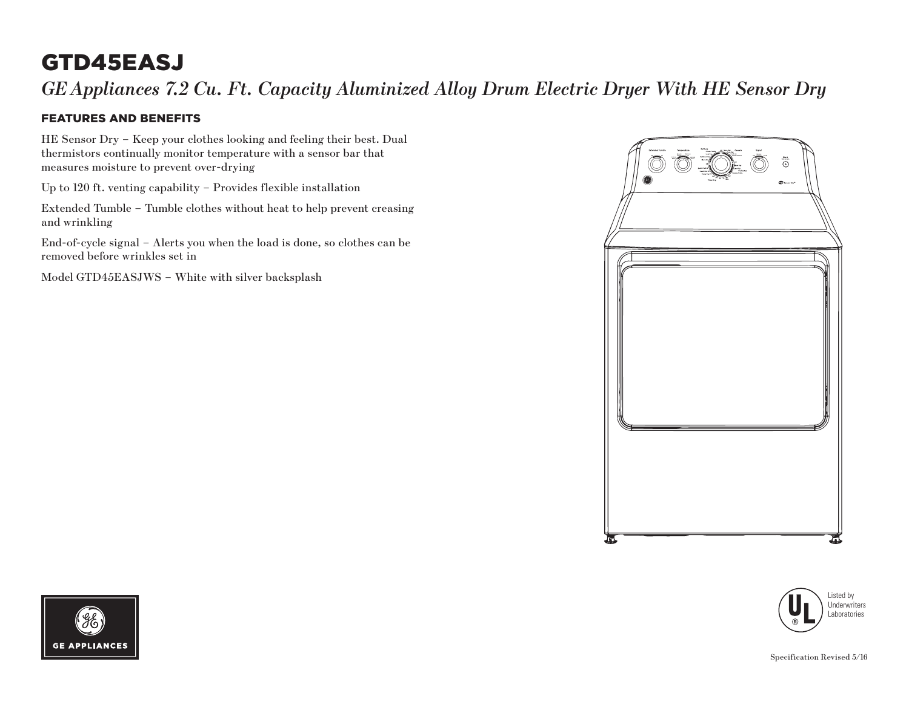# GTD45EASJ

*GE Appliances 7.2 Cu. Ft. Capacity Aluminized Alloy Drum Electric Dryer With HE Sensor Dry*

## FEATURES AND BENEFITS

HE Sensor Dry – Keep your clothes looking and feeling their best. Dual thermistors continually monitor temperature with a sensor bar that measures moisture to prevent over-drying

Up to 120 ft. venting capability – Provides flexible installation

Extended Tumble – Tumble clothes without heat to help prevent creasing and wrinkling

End-of-cycle signal – Alerts you when the load is done, so clothes can be removed before wrinkles set in

Model GTD45EASJWS – White with silver backsplash

GE APPLIANCES

Listed by Underwriters Laboratories

Specification Revised 5/16